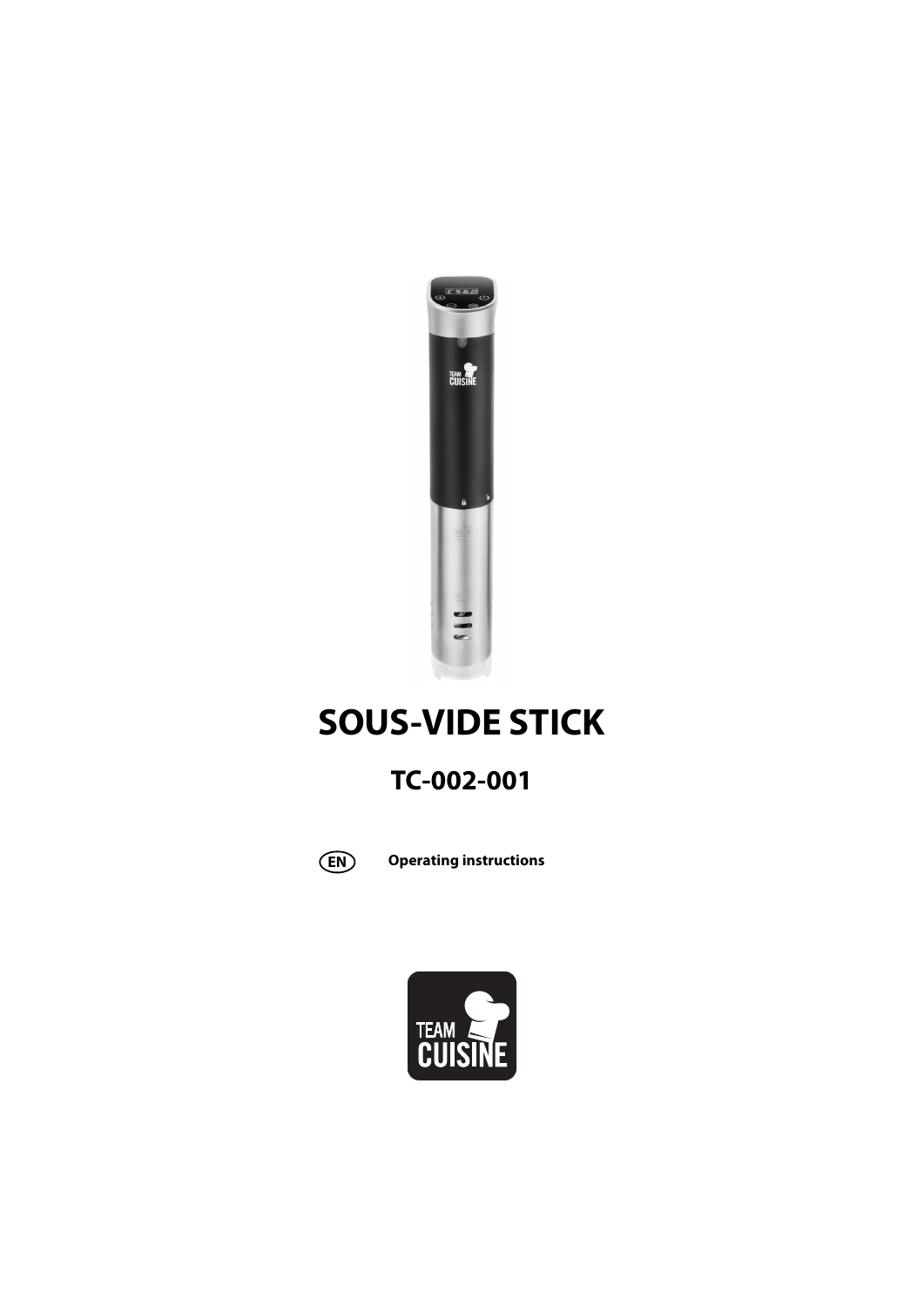# SOUS-VIDE STICK

## TC-002-001

EN **Operating instructions**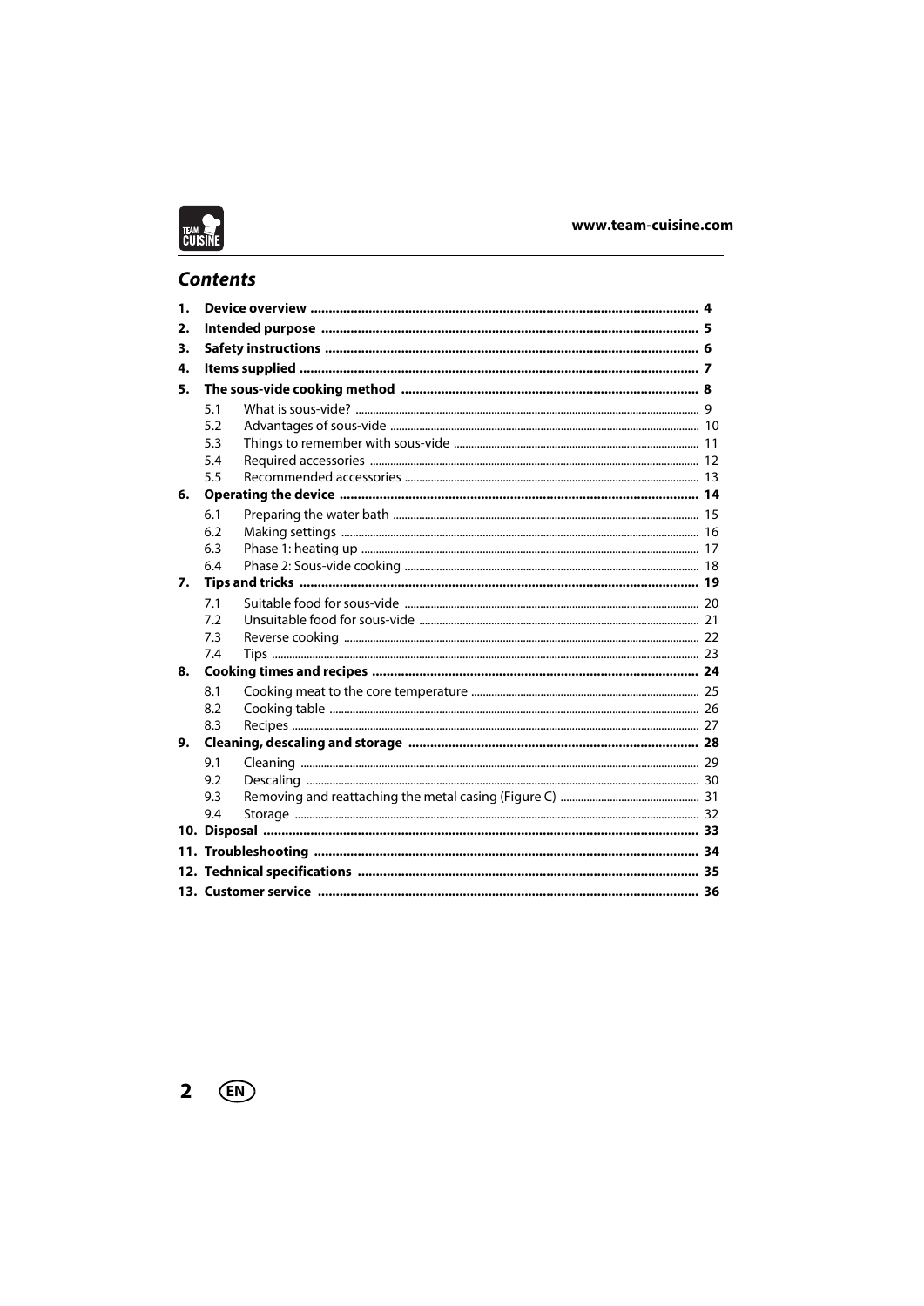## Contents

1. **Device overview** .......... 4
2. **Intended purpose** .......... 5
3. **Safety instructions** .......... 6
4. **Items supplied** .......... 7
5. **The sous-vide cooking method** .......... 8
   - 5.1 What is sous-vide? .......... 9
   - 5.2 Advantages of sous-vide .......... 10
   - 5.3 Things to remember with sous-vide .......... 11
   - 5.4 Required accessories .......... 12
   - 5.5 Recommended accessories .......... 13
6. **Operating the device** .......... 14
   - 6.1 Preparing the water bath .......... 15
   - 6.2 Making settings .......... 16
   - 6.3 Phase 1: heating up .......... 17
   - 6.4 Phase 2: Sous-vide cooking .......... 18
7. **Tips and tricks** .......... 19
   - 7.1 Suitable food for sous-vide .......... 20
   - 7.2 Unsuitable food for sous-vide .......... 21
   - 7.3 Reverse cooking .......... 22
   - 7.4 Tips .......... 23
8. **Cooking times and recipes** .......... 24
   - 8.1 Cooking meat to the core temperature .......... 25
   - 8.2 Cooking table .......... 26
   - 8.3 Recipes .......... 27
9. **Cleaning, descaling and storage** .......... 28
   - 9.1 Cleaning .......... 29
   - 9.2 Descaling .......... 30
   - 9.3 Removing and reattaching the metal casing (Figure C) .......... 31
   - 9.4 Storage .......... 32
10. **Disposal** .......... 33
11. **Troubleshooting** .......... 34
12. **Technical specifications** .......... 35
13. **Customer service** .......... 36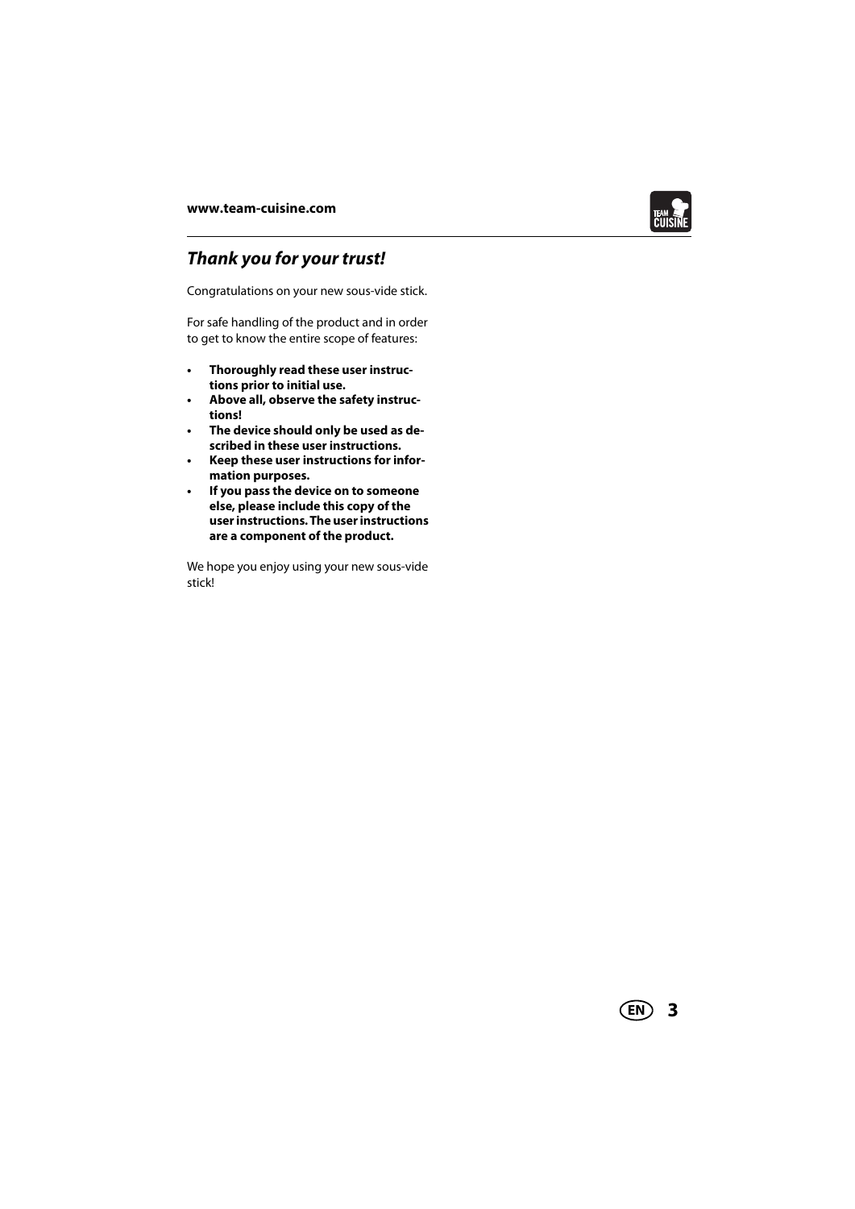## *Thank you for your trust!*

Congratulations on your new sous-vide stick.

For safe handling of the product and in order to get to know the entire scope of features:

- **Thoroughly read these user instructions prior to initial use.**
- **Above all, observe the safety instructions!**
- **The device should only be used as described in these user instructions.**
- **Keep these user instructions for information purposes.**
- **If you pass the device on to someone else, please include this copy of the user instructions. The user instructions are a component of the product.**

We hope you enjoy using your new sous-vide stick!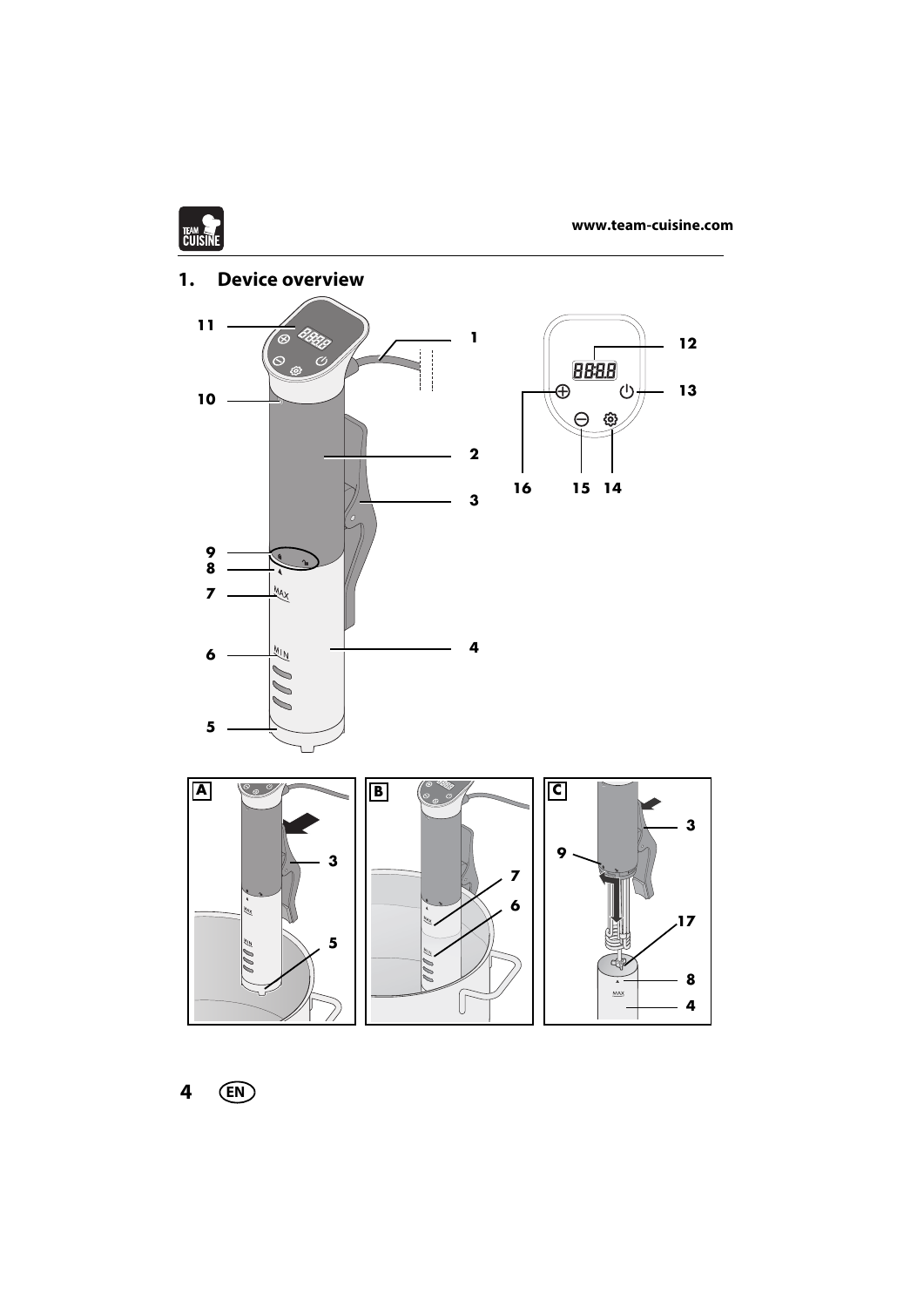## 1. Device overview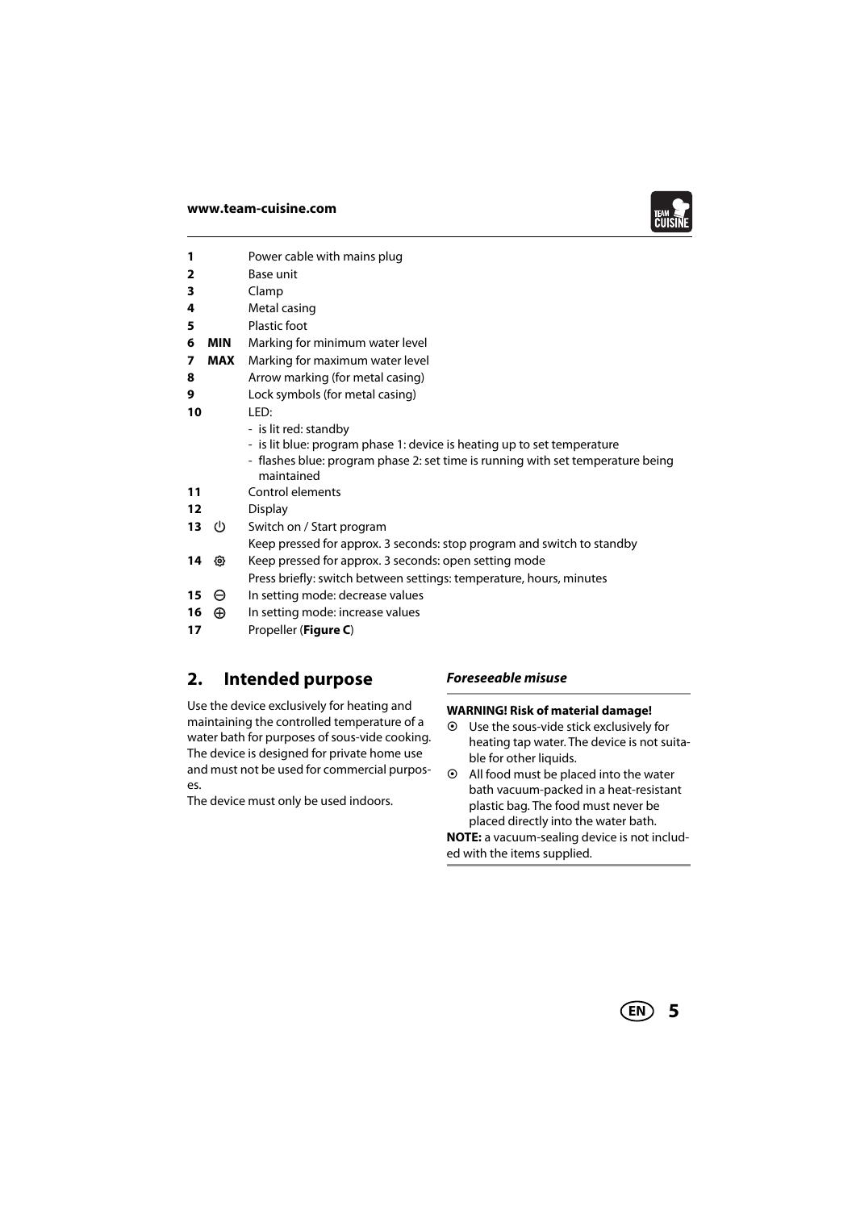| | | |
|---|---|---|
| **1** | | Power cable with mains plug |
| **2** | | Base unit |
| **3** | | Clamp |
| **4** | | Metal casing |
| **5** | | Plastic foot |
| **6** | **MIN** | Marking for minimum water level |
| **7** | **MAX** | Marking for maximum water level |
| **8** | | Arrow marking (for metal casing) |
| **9** | | Lock symbols (for metal casing) |
| **10** | | LED:<br>- is lit red: standby<br>- is lit blue: program phase 1: device is heating up to set temperature<br>- flashes blue: program phase 2: set time is running with set temperature being maintained |
| **11** | | Control elements |
| **12** | | Display |
| **13** | ⏻ | Switch on / Start program<br>Keep pressed for approx. 3 seconds: stop program and switch to standby |
| **14** | ⚙ | Keep pressed for approx. 3 seconds: open setting mode<br>Press briefly: switch between settings: temperature, hours, minutes |
| **15** | ⊖ | In setting mode: decrease values |
| **16** | ⊕ | In setting mode: increase values |
| **17** | | Propeller (**Figure C**) |

## 2. Intended purpose

Use the device exclusively for heating and maintaining the controlled temperature of a water bath for purposes of sous-vide cooking. The device is designed for private home use and must not be used for commercial purposes.

The device must only be used indoors.

### *Foreseeable misuse*

**WARNING! Risk of material damage!**

- Use the sous-vide stick exclusively for heating tap water. The device is not suitable for other liquids.
- All food must be placed into the water bath vacuum-packed in a heat-resistant plastic bag. The food must never be placed directly into the water bath.

**NOTE:** a vacuum-sealing device is not included with the items supplied.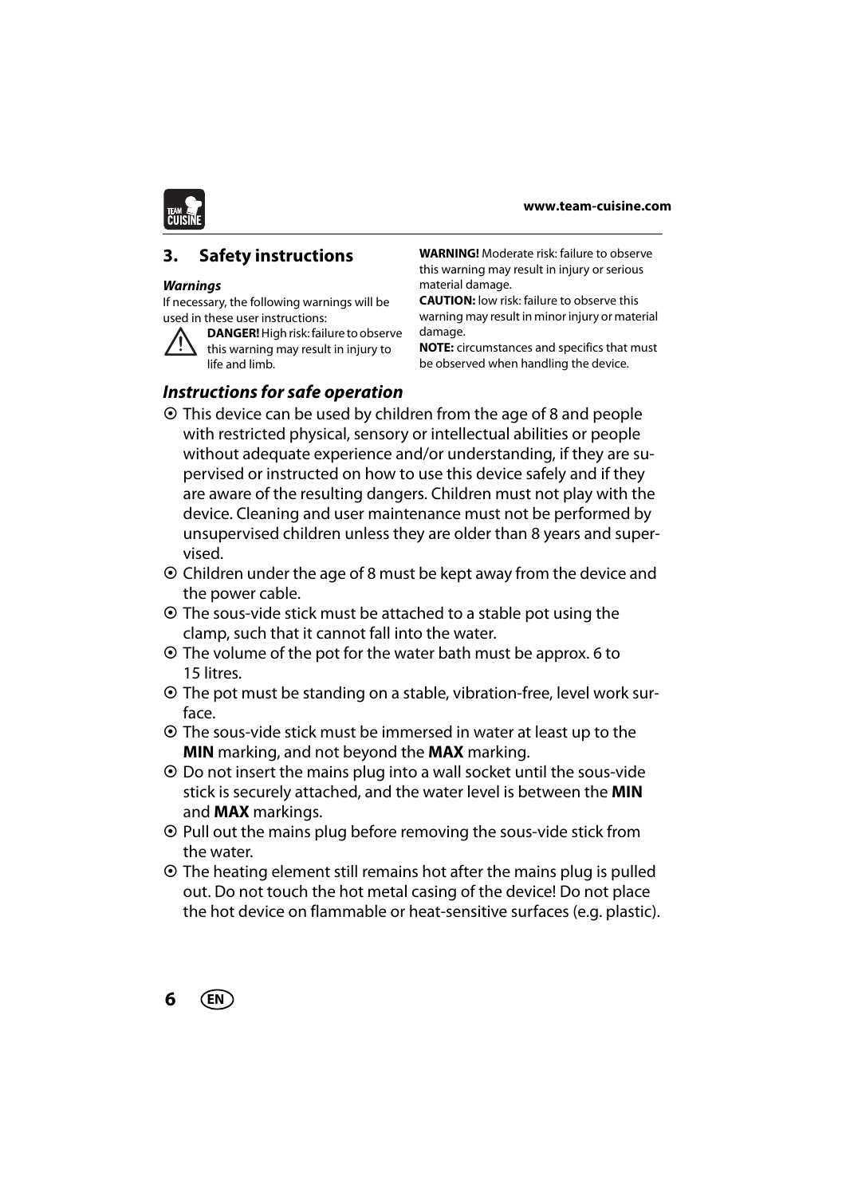## 3. Safety instructions

***Warnings***

If necessary, the following warnings will be used in these user instructions:

⚠ **DANGER!** High risk: failure to observe this warning may result in injury to life and limb.

**WARNING!** Moderate risk: failure to observe this warning may result in injury or serious material damage.

**CAUTION:** low risk: failure to observe this warning may result in minor injury or material damage.

**NOTE:** circumstances and specifics that must be observed when handling the device.

### *Instructions for safe operation*

- This device can be used by children from the age of 8 and people with restricted physical, sensory or intellectual abilities or people without adequate experience and/or understanding, if they are supervised or instructed on how to use this device safely and if they are aware of the resulting dangers. Children must not play with the device. Cleaning and user maintenance must not be performed by unsupervised children unless they are older than 8 years and supervised.
- Children under the age of 8 must be kept away from the device and the power cable.
- The sous-vide stick must be attached to a stable pot using the clamp, such that it cannot fall into the water.
- The volume of the pot for the water bath must be approx. 6 to 15 litres.
- The pot must be standing on a stable, vibration-free, level work surface.
- The sous-vide stick must be immersed in water at least up to the **MIN** marking, and not beyond the **MAX** marking.
- Do not insert the mains plug into a wall socket until the sous-vide stick is securely attached, and the water level is between the **MIN** and **MAX** markings.
- Pull out the mains plug before removing the sous-vide stick from the water.
- The heating element still remains hot after the mains plug is pulled out. Do not touch the hot metal casing of the device! Do not place the hot device on flammable or heat-sensitive surfaces (e.g. plastic).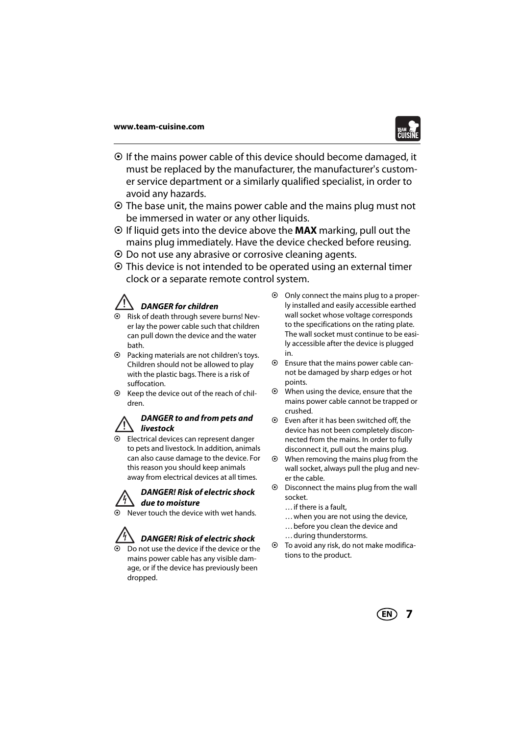- If the mains power cable of this device should become damaged, it must be replaced by the manufacturer, the manufacturer's customer service department or a similarly qualified specialist, in order to avoid any hazards.
- The base unit, the mains power cable and the mains plug must not be immersed in water or any other liquids.
- If liquid gets into the device above the **MAX** marking, pull out the mains plug immediately. Have the device checked before reusing.
- Do not use any abrasive or corrosive cleaning agents.
- This device is not intended to be operated using an external timer clock or a separate remote control system.

### *DANGER for children*

- Risk of death through severe burns! Never lay the power cable such that children can pull down the device and the water bath.
- Packing materials are not children's toys. Children should not be allowed to play with the plastic bags. There is a risk of suffocation.
- Keep the device out of the reach of children.

### *DANGER to and from pets and livestock*

- Electrical devices can represent danger to pets and livestock. In addition, animals can also cause damage to the device. For this reason you should keep animals away from electrical devices at all times.

### *DANGER! Risk of electric shock due to moisture*

- Never touch the device with wet hands.

### *DANGER! Risk of electric shock*

- Do not use the device if the device or the mains power cable has any visible damage, or if the device has previously been dropped.
- Only connect the mains plug to a properly installed and easily accessible earthed wall socket whose voltage corresponds to the specifications on the rating plate. The wall socket must continue to be easily accessible after the device is plugged in.
- Ensure that the mains power cable cannot be damaged by sharp edges or hot points.
- When using the device, ensure that the mains power cable cannot be trapped or crushed.
- Even after it has been switched off, the device has not been completely disconnected from the mains. In order to fully disconnect it, pull out the mains plug.
- When removing the mains plug from the wall socket, always pull the plug and never the cable.
- Disconnect the mains plug from the wall socket.
  … if there is a fault,
  … when you are not using the device,
  … before you clean the device and
  … during thunderstorms.
- To avoid any risk, do not make modifications to the product.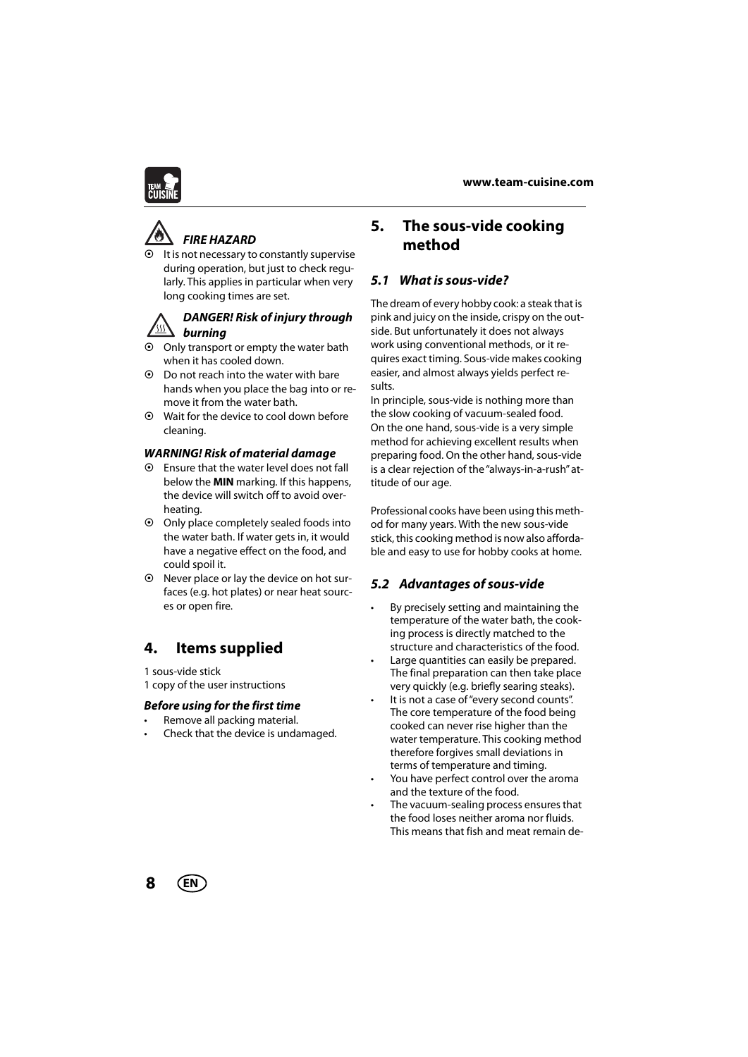***FIRE HAZARD***

- It is not necessary to constantly supervise during operation, but just to check regularly. This applies in particular when very long cooking times are set.

***DANGER! Risk of injury through burning***

- Only transport or empty the water bath when it has cooled down.
- Do not reach into the water with bare hands when you place the bag into or remove it from the water bath.
- Wait for the device to cool down before cleaning.

***WARNING! Risk of material damage***

- Ensure that the water level does not fall below the **MIN** marking. If this happens, the device will switch off to avoid overheating.
- Only place completely sealed foods into the water bath. If water gets in, it would have a negative effect on the food, and could spoil it.
- Never place or lay the device on hot surfaces (e.g. hot plates) or near heat sources or open fire.

## 4. Items supplied

1 sous-vide stick
1 copy of the user instructions

***Before using for the first time***

- Remove all packing material.
- Check that the device is undamaged.

## 5. The sous-vide cooking method

### *5.1 What is sous-vide?*

The dream of every hobby cook: a steak that is pink and juicy on the inside, crispy on the outside. But unfortunately it does not always work using conventional methods, or it requires exact timing. Sous-vide makes cooking easier, and almost always yields perfect results.
In principle, sous-vide is nothing more than the slow cooking of vacuum-sealed food.
On the one hand, sous-vide is a very simple method for achieving excellent results when preparing food. On the other hand, sous-vide is a clear rejection of the "always-in-a-rush" attitude of our age.

Professional cooks have been using this method for many years. With the new sous-vide stick, this cooking method is now also affordable and easy to use for hobby cooks at home.

### *5.2 Advantages of sous-vide*

- By precisely setting and maintaining the temperature of the water bath, the cooking process is directly matched to the structure and characteristics of the food.
- Large quantities can easily be prepared. The final preparation can then take place very quickly (e.g. briefly searing steaks).
- It is not a case of "every second counts". The core temperature of the food being cooked can never rise higher than the water temperature. This cooking method therefore forgives small deviations in terms of temperature and timing.
- You have perfect control over the aroma and the texture of the food.
- The vacuum-sealing process ensures that the food loses neither aroma nor fluids. This means that fish and meat remain de-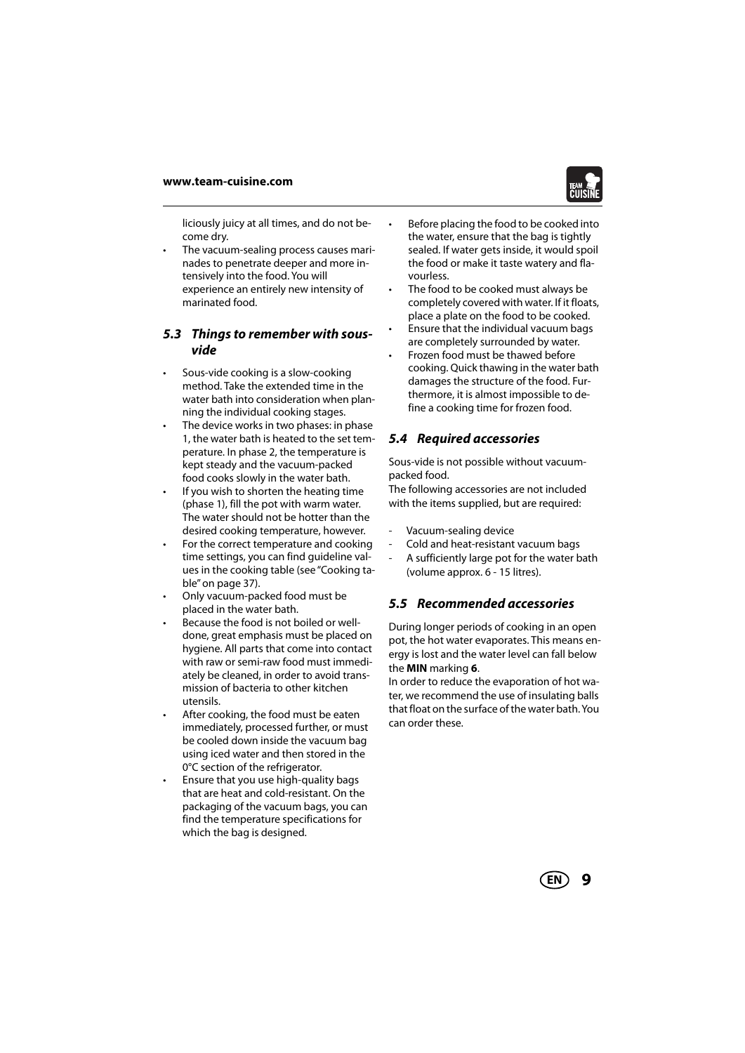liciously juicy at all times, and do not become dry.

- The vacuum-sealing process causes marinades to penetrate deeper and more intensively into the food. You will experience an entirely new intensity of marinated food.

### *5.3 Things to remember with sous-vide*

- Sous-vide cooking is a slow-cooking method. Take the extended time in the water bath into consideration when planning the individual cooking stages.
- The device works in two phases: in phase 1, the water bath is heated to the set temperature. In phase 2, the temperature is kept steady and the vacuum-packed food cooks slowly in the water bath.
- If you wish to shorten the heating time (phase 1), fill the pot with warm water. The water should not be hotter than the desired cooking temperature, however.
- For the correct temperature and cooking time settings, you can find guideline values in the cooking table (see "Cooking table" on page 37).
- Only vacuum-packed food must be placed in the water bath.
- Because the food is not boiled or well-done, great emphasis must be placed on hygiene. All parts that come into contact with raw or semi-raw food must immediately be cleaned, in order to avoid transmission of bacteria to other kitchen utensils.
- After cooking, the food must be eaten immediately, processed further, or must be cooled down inside the vacuum bag using iced water and then stored in the 0°C section of the refrigerator.
- Ensure that you use high-quality bags that are heat and cold-resistant. On the packaging of the vacuum bags, you can find the temperature specifications for which the bag is designed.
- Before placing the food to be cooked into the water, ensure that the bag is tightly sealed. If water gets inside, it would spoil the food or make it taste watery and flavourless.
- The food to be cooked must always be completely covered with water. If it floats, place a plate on the food to be cooked.
- Ensure that the individual vacuum bags are completely surrounded by water.
- Frozen food must be thawed before cooking. Quick thawing in the water bath damages the structure of the food. Furthermore, it is almost impossible to define a cooking time for frozen food.

### *5.4 Required accessories*

Sous-vide is not possible without vacuum-packed food.
The following accessories are not included with the items supplied, but are required:

- Vacuum-sealing device
- Cold and heat-resistant vacuum bags
- A sufficiently large pot for the water bath (volume approx. 6 - 15 litres).

### *5.5 Recommended accessories*

During longer periods of cooking in an open pot, the hot water evaporates. This means energy is lost and the water level can fall below the **MIN** marking **6**.
In order to reduce the evaporation of hot water, we recommend the use of insulating balls that float on the surface of the water bath. You can order these.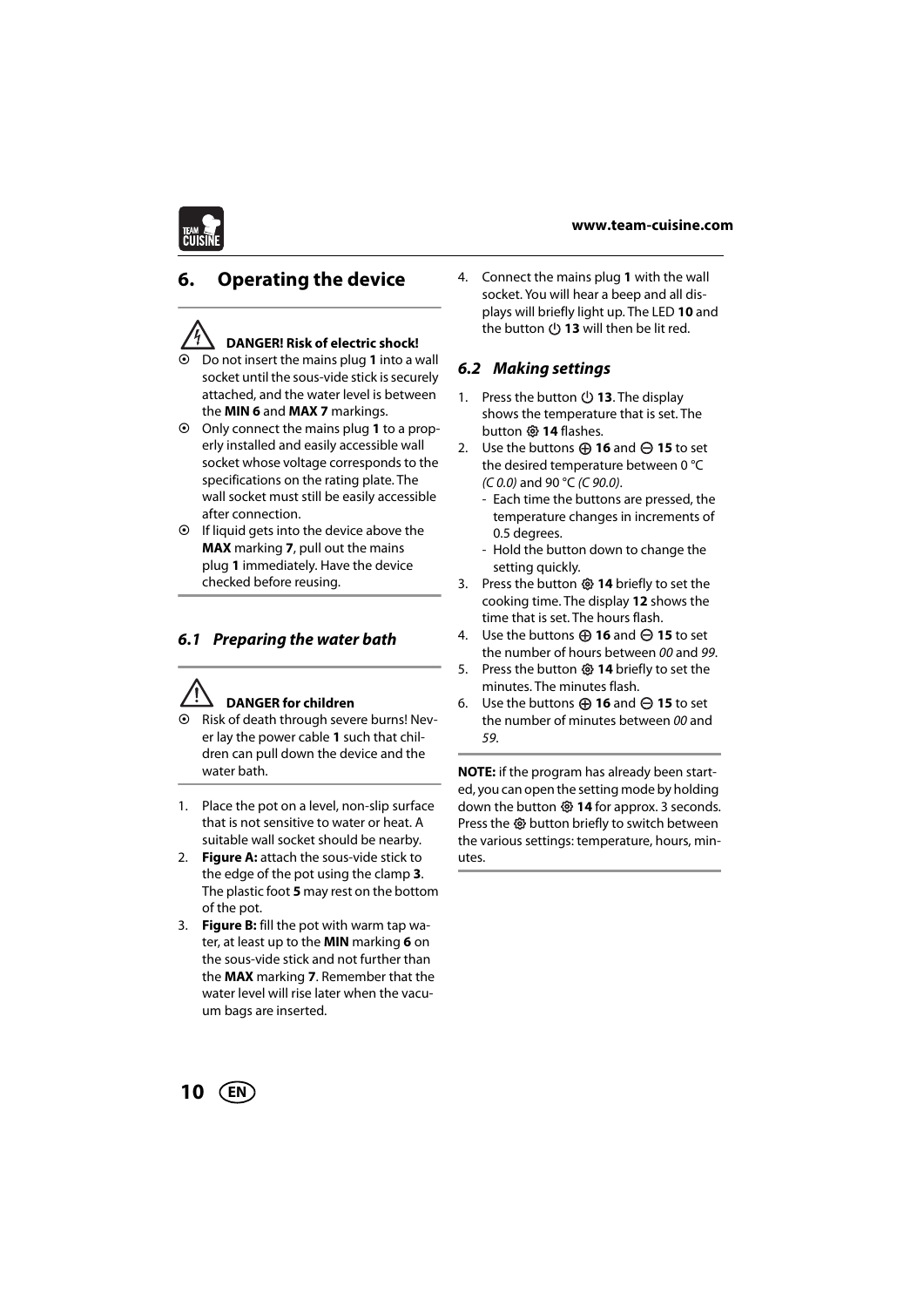## 6. Operating the device

**DANGER! Risk of electric shock!**

- Do not insert the mains plug **1** into a wall socket until the sous-vide stick is securely attached, and the water level is between the **MIN 6** and **MAX 7** markings.
- Only connect the mains plug **1** to a properly installed and easily accessible wall socket whose voltage corresponds to the specifications on the rating plate. The wall socket must still be easily accessible after connection.
- If liquid gets into the device above the **MAX** marking **7**, pull out the mains plug **1** immediately. Have the device checked before reusing.

### *6.1 Preparing the water bath*

**DANGER for children**

- Risk of death through severe burns! Never lay the power cable **1** such that children can pull down the device and the water bath.

1. Place the pot on a level, non-slip surface that is not sensitive to water or heat. A suitable wall socket should be nearby.
2. **Figure A:** attach the sous-vide stick to the edge of the pot using the clamp **3**. The plastic foot **5** may rest on the bottom of the pot.
3. **Figure B:** fill the pot with warm tap water, at least up to the **MIN** marking **6** on the sous-vide stick and not further than the **MAX** marking **7**. Remember that the water level will rise later when the vacuum bags are inserted.
4. Connect the mains plug **1** with the wall socket. You will hear a beep and all displays will briefly light up. The LED **10** and the button ⏻ **13** will then be lit red.

### *6.2 Making settings*

1. Press the button ⏻ **13**. The display shows the temperature that is set. The button ⚙ **14** flashes.
2. Use the buttons ⊕ **16** and ⊖ **15** to set the desired temperature between 0 °C *(C 0.0)* and 90 °C *(C 90.0)*.
   - Each time the buttons are pressed, the temperature changes in increments of 0.5 degrees.
   - Hold the button down to change the setting quickly.
3. Press the button ⚙ **14** briefly to set the cooking time. The display **12** shows the time that is set. The hours flash.
4. Use the buttons ⊕ **16** and ⊖ **15** to set the number of hours between *00* and *99*.
5. Press the button ⚙ **14** briefly to set the minutes. The minutes flash.
6. Use the buttons ⊕ **16** and ⊖ **15** to set the number of minutes between *00* and *59*.

**NOTE:** if the program has already been started, you can open the setting mode by holding down the button ⚙ **14** for approx. 3 seconds. Press the ⚙ button briefly to switch between the various settings: temperature, hours, minutes.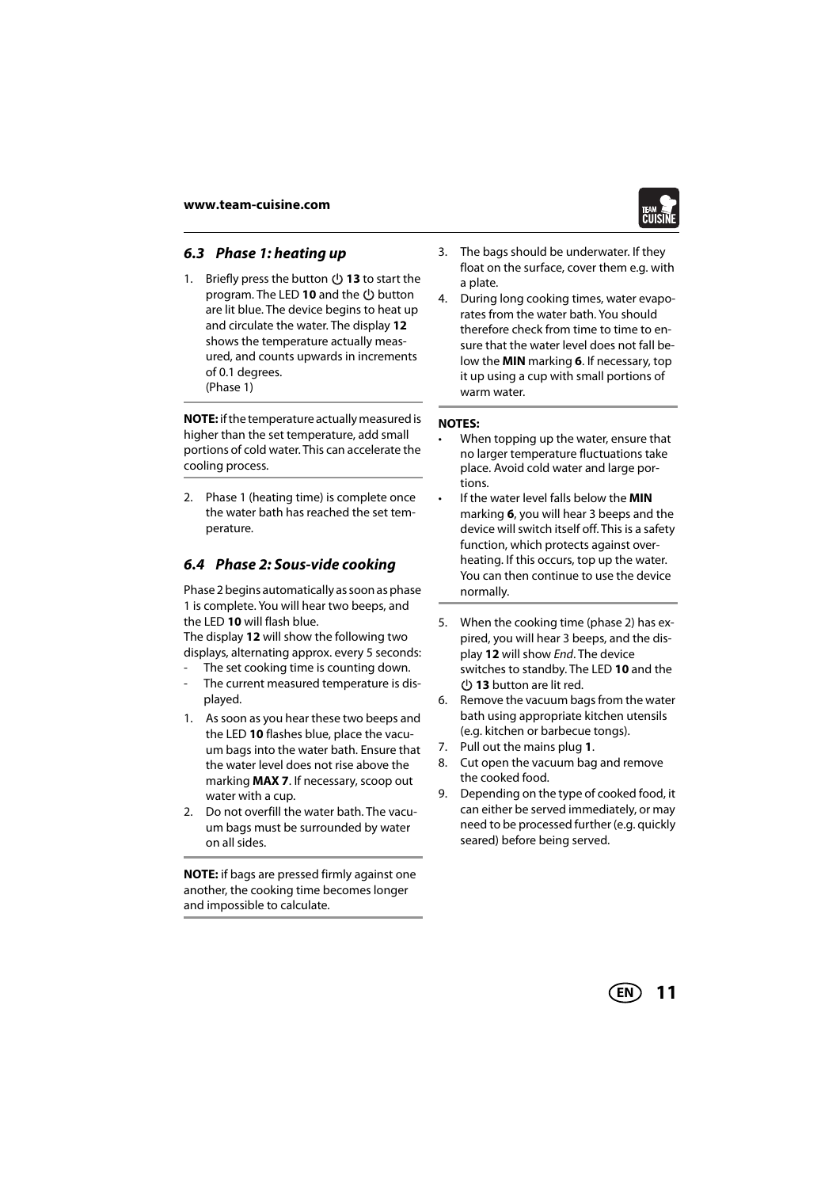## 6.3 Phase 1: heating up

1. Briefly press the button ⏻ **13** to start the program. The LED **10** and the ⏻ button are lit blue. The device begins to heat up and circulate the water. The display **12** shows the temperature actually measured, and counts upwards in increments of 0.1 degrees.
   (Phase 1)

**NOTE:** if the temperature actually measured is higher than the set temperature, add small portions of cold water. This can accelerate the cooling process.

2. Phase 1 (heating time) is complete once the water bath has reached the set temperature.

## 6.4 Phase 2: Sous-vide cooking

Phase 2 begins automatically as soon as phase 1 is complete. You will hear two beeps, and the LED **10** will flash blue.
The display **12** will show the following two displays, alternating approx. every 5 seconds:

- The set cooking time is counting down.
- The current measured temperature is displayed.

1. As soon as you hear these two beeps and the LED **10** flashes blue, place the vacuum bags into the water bath. Ensure that the water level does not rise above the marking **MAX 7**. If necessary, scoop out water with a cup.
2. Do not overfill the water bath. The vacuum bags must be surrounded by water on all sides.

**NOTE:** if bags are pressed firmly against one another, the cooking time becomes longer and impossible to calculate.

3. The bags should be underwater. If they float on the surface, cover them e.g. with a plate.
4. During long cooking times, water evaporates from the water bath. You should therefore check from time to time to ensure that the water level does not fall below the **MIN** marking **6**. If necessary, top it up using a cup with small portions of warm water.

**NOTES:**

- When topping up the water, ensure that no larger temperature fluctuations take place. Avoid cold water and large portions.
- If the water level falls below the **MIN** marking **6**, you will hear 3 beeps and the device will switch itself off. This is a safety function, which protects against overheating. If this occurs, top up the water. You can then continue to use the device normally.

5. When the cooking time (phase 2) has expired, you will hear 3 beeps, and the display **12** will show *End*. The device switches to standby. The LED **10** and the ⏻ **13** button are lit red.
6. Remove the vacuum bags from the water bath using appropriate kitchen utensils (e.g. kitchen or barbecue tongs).
7. Pull out the mains plug **1**.
8. Cut open the vacuum bag and remove the cooked food.
9. Depending on the type of cooked food, it can either be served immediately, or may need to be processed further (e.g. quickly seared) before being served.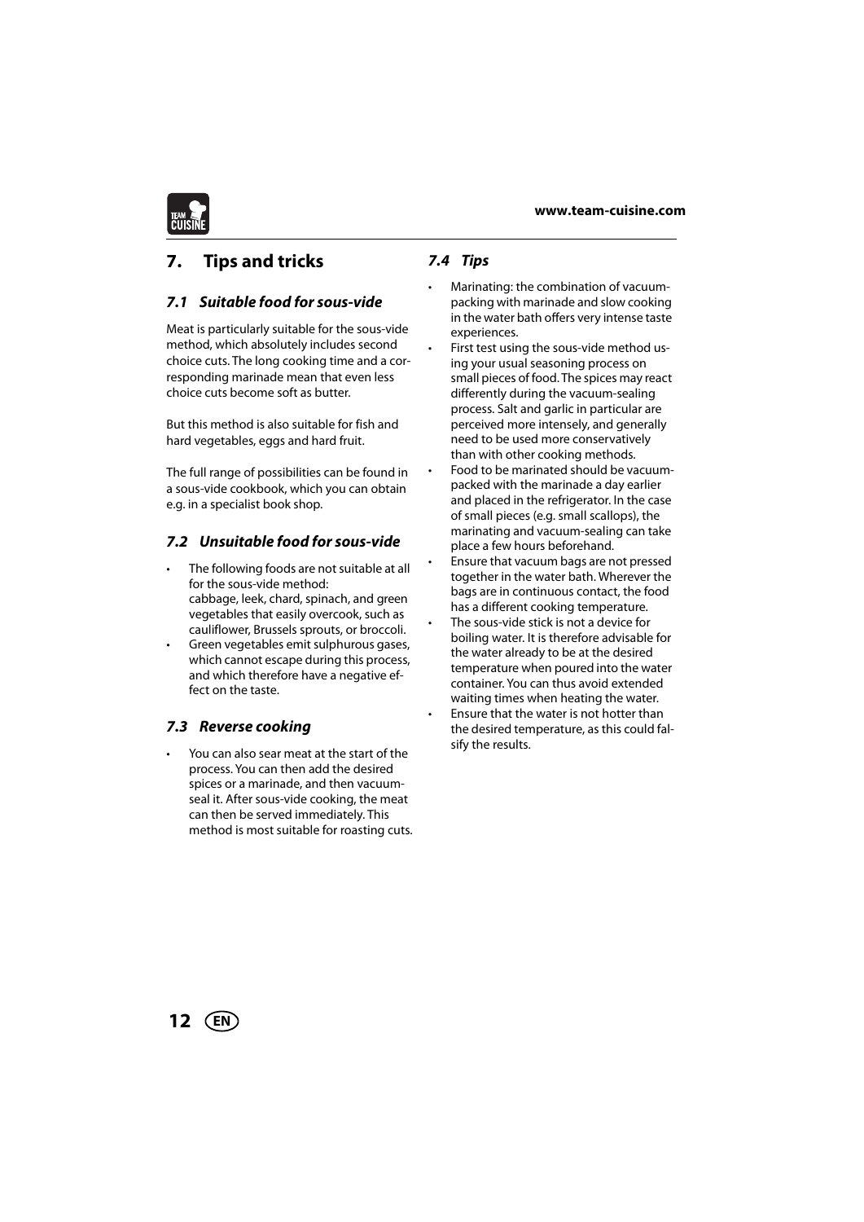# 7. Tips and tricks

## 7.1 Suitable food for sous-vide

Meat is particularly suitable for the sous-vide method, which absolutely includes second choice cuts. The long cooking time and a corresponding marinade mean that even less choice cuts become soft as butter.

But this method is also suitable for fish and hard vegetables, eggs and hard fruit.

The full range of possibilities can be found in a sous-vide cookbook, which you can obtain e.g. in a specialist book shop.

## 7.2 Unsuitable food for sous-vide

- The following foods are not suitable at all for the sous-vide method:
  cabbage, leek, chard, spinach, and green vegetables that easily overcook, such as cauliflower, Brussels sprouts, or broccoli.
- Green vegetables emit sulphurous gases, which cannot escape during this process, and which therefore have a negative effect on the taste.

## 7.3 Reverse cooking

- You can also sear meat at the start of the process. You can then add the desired spices or a marinade, and then vacuum-seal it. After sous-vide cooking, the meat can then be served immediately. This method is most suitable for roasting cuts.

## 7.4 Tips

- Marinating: the combination of vacuum-packing with marinade and slow cooking in the water bath offers very intense taste experiences.
- First test using the sous-vide method using your usual seasoning process on small pieces of food. The spices may react differently during the vacuum-sealing process. Salt and garlic in particular are perceived more intensely, and generally need to be used more conservatively than with other cooking methods.
- Food to be marinated should be vacuum-packed with the marinade a day earlier and placed in the refrigerator. In the case of small pieces (e.g. small scallops), the marinating and vacuum-sealing can take place a few hours beforehand.
- Ensure that vacuum bags are not pressed together in the water bath. Wherever the bags are in continuous contact, the food has a different cooking temperature.
- The sous-vide stick is not a device for boiling water. It is therefore advisable for the water already to be at the desired temperature when poured into the water container. You can thus avoid extended waiting times when heating the water.
- Ensure that the water is not hotter than the desired temperature, as this could falsify the results.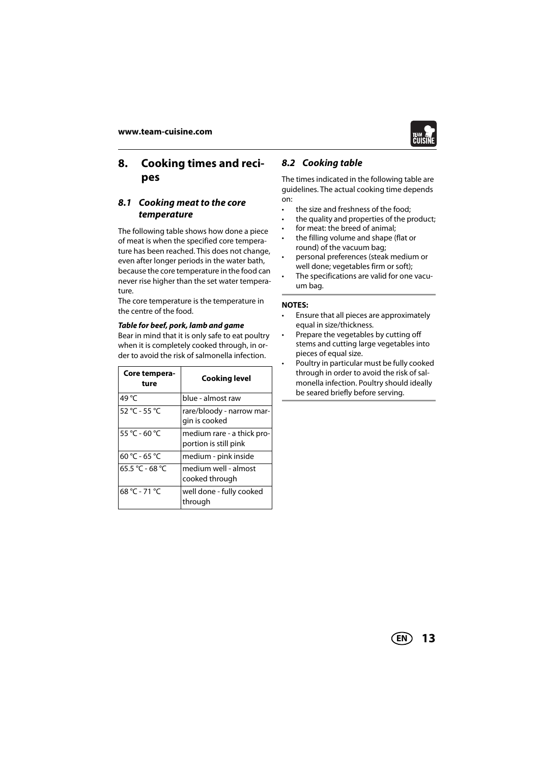# 8. Cooking times and recipes

## 8.1 Cooking meat to the core temperature

The following table shows how done a piece of meat is when the specified core temperature has been reached. This does not change, even after longer periods in the water bath, because the core temperature in the food can never rise higher than the set water temperature.

The core temperature is the temperature in the centre of the food.

***Table for beef, pork, lamb and game***

Bear in mind that it is only safe to eat poultry when it is completely cooked through, in order to avoid the risk of salmonella infection.

| Core temperature | Cooking level |
|---|---|
| 49 °C | blue - almost raw |
| 52 °C - 55 °C | rare/bloody - narrow margin is cooked |
| 55 °C - 60 °C | medium rare - a thick proportion is still pink |
| 60 °C - 65 °C | medium - pink inside |
| 65.5 °C - 68 °C | medium well - almost cooked through |
| 68 °C - 71 °C | well done - fully cooked through |

## 8.2 Cooking table

The times indicated in the following table are guidelines. The actual cooking time depends on:

- the size and freshness of the food;
- the quality and properties of the product;
- for meat: the breed of animal;
- the filling volume and shape (flat or round) of the vacuum bag;
- personal preferences (steak medium or well done; vegetables firm or soft);
- The specifications are valid for one vacuum bag.

**NOTES:**

- Ensure that all pieces are approximately equal in size/thickness.
- Prepare the vegetables by cutting off stems and cutting large vegetables into pieces of equal size.
- Poultry in particular must be fully cooked through in order to avoid the risk of salmonella infection. Poultry should ideally be seared briefly before serving.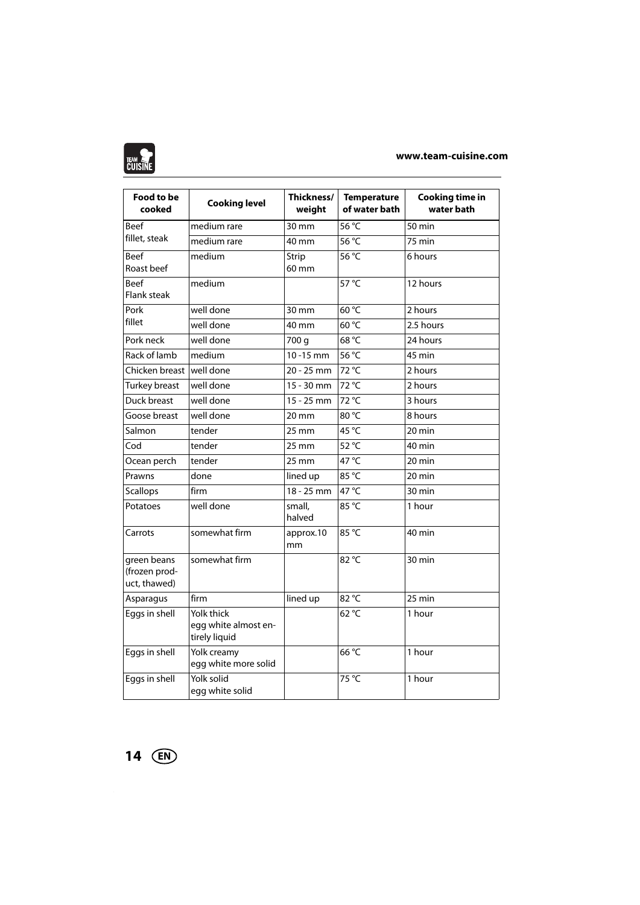| Food to be cooked | Cooking level | Thickness/ weight | Temperature of water bath | Cooking time in water bath |
|---|---|---|---|---|
| Beef fillet, steak | medium rare | 30 mm | 56 °C | 50 min |
| | medium rare | 40 mm | 56 °C | 75 min |
| Beef Roast beef | medium | Strip 60 mm | 56 °C | 6 hours |
| Beef Flank steak | medium | | 57 °C | 12 hours |
| Pork fillet | well done | 30 mm | 60 °C | 2 hours |
| | well done | 40 mm | 60 °C | 2.5 hours |
| Pork neck | well done | 700 g | 68 °C | 24 hours |
| Rack of lamb | medium | 10 -15 mm | 56 °C | 45 min |
| Chicken breast | well done | 20 - 25 mm | 72 °C | 2 hours |
| Turkey breast | well done | 15 - 30 mm | 72 °C | 2 hours |
| Duck breast | well done | 15 - 25 mm | 72 °C | 3 hours |
| Goose breast | well done | 20 mm | 80 °C | 8 hours |
| Salmon | tender | 25 mm | 45 °C | 20 min |
| Cod | tender | 25 mm | 52 °C | 40 min |
| Ocean perch | tender | 25 mm | 47 °C | 20 min |
| Prawns | done | lined up | 85 °C | 20 min |
| Scallops | firm | 18 - 25 mm | 47 °C | 30 min |
| Potatoes | well done | small, halved | 85 °C | 1 hour |
| Carrots | somewhat firm | approx.10 mm | 85 °C | 40 min |
| green beans (frozen product, thawed) | somewhat firm | | 82 °C | 30 min |
| Asparagus | firm | lined up | 82 °C | 25 min |
| Eggs in shell | Yolk thick egg white almost entirely liquid | | 62 °C | 1 hour |
| Eggs in shell | Yolk creamy egg white more solid | | 66 °C | 1 hour |
| Eggs in shell | Yolk solid egg white solid | | 75 °C | 1 hour |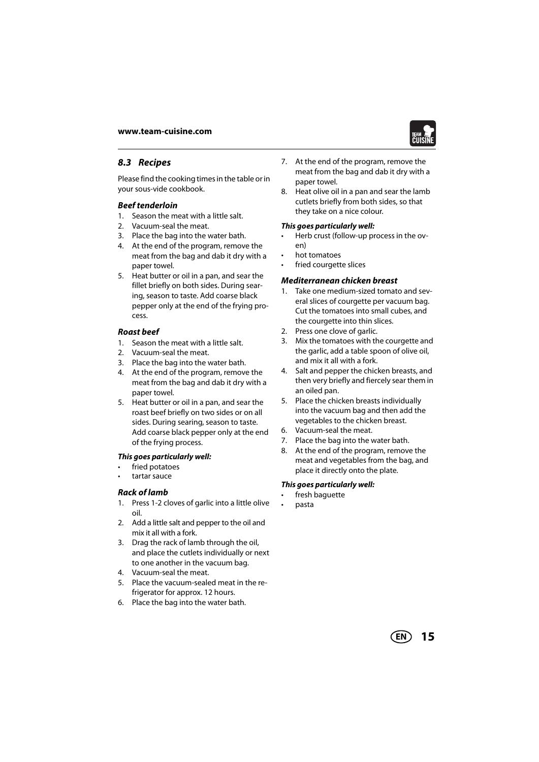### *8.3 Recipes*

Please find the cooking times in the table or in your sous-vide cookbook.

#### *Beef tenderloin*

1. Season the meat with a little salt.
2. Vacuum-seal the meat.
3. Place the bag into the water bath.
4. At the end of the program, remove the meat from the bag and dab it dry with a paper towel.
5. Heat butter or oil in a pan, and sear the fillet briefly on both sides. During searing, season to taste. Add coarse black pepper only at the end of the frying process.

#### *Roast beef*

1. Season the meat with a little salt.
2. Vacuum-seal the meat.
3. Place the bag into the water bath.
4. At the end of the program, remove the meat from the bag and dab it dry with a paper towel.
5. Heat butter or oil in a pan, and sear the roast beef briefly on two sides or on all sides. During searing, season to taste. Add coarse black pepper only at the end of the frying process.

***This goes particularly well:***

- fried potatoes
- tartar sauce

#### *Rack of lamb*

1. Press 1-2 cloves of garlic into a little olive oil.
2. Add a little salt and pepper to the oil and mix it all with a fork.
3. Drag the rack of lamb through the oil, and place the cutlets individually or next to one another in the vacuum bag.
4. Vacuum-seal the meat.
5. Place the vacuum-sealed meat in the refrigerator for approx. 12 hours.
6. Place the bag into the water bath.
7. At the end of the program, remove the meat from the bag and dab it dry with a paper towel.
8. Heat olive oil in a pan and sear the lamb cutlets briefly from both sides, so that they take on a nice colour.

***This goes particularly well:***

- Herb crust (follow-up process in the oven)
- hot tomatoes
- fried courgette slices

#### *Mediterranean chicken breast*

1. Take one medium-sized tomato and several slices of courgette per vacuum bag. Cut the tomatoes into small cubes, and the courgette into thin slices.
2. Press one clove of garlic.
3. Mix the tomatoes with the courgette and the garlic, add a table spoon of olive oil, and mix it all with a fork.
4. Salt and pepper the chicken breasts, and then very briefly and fiercely sear them in an oiled pan.
5. Place the chicken breasts individually into the vacuum bag and then add the vegetables to the chicken breast.
6. Vacuum-seal the meat.
7. Place the bag into the water bath.
8. At the end of the program, remove the meat and vegetables from the bag, and place it directly onto the plate.

***This goes particularly well:***

- fresh baguette
- pasta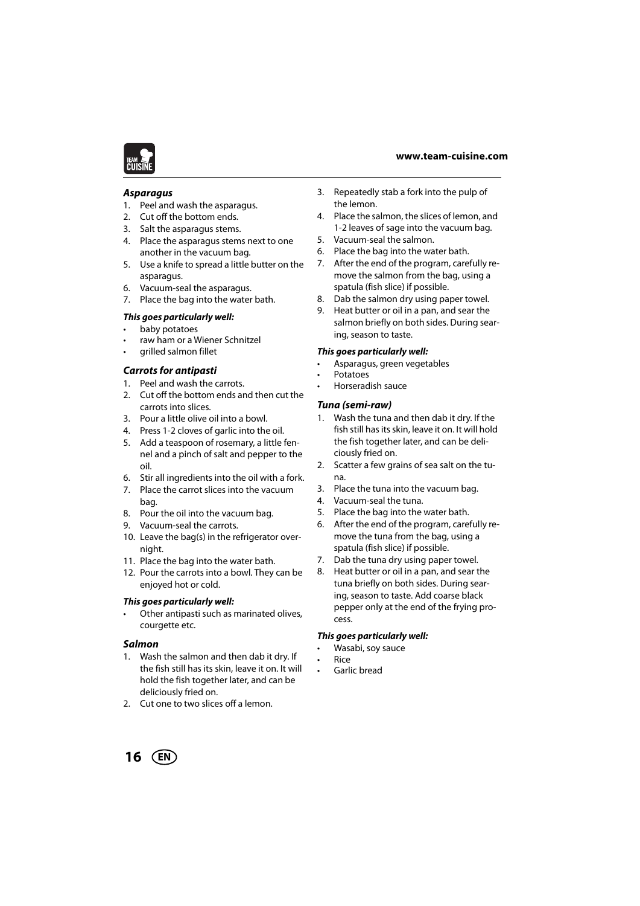### *Asparagus*

1. Peel and wash the asparagus.
2. Cut off the bottom ends.
3. Salt the asparagus stems.
4. Place the asparagus stems next to one another in the vacuum bag.
5. Use a knife to spread a little butter on the asparagus.
6. Vacuum-seal the asparagus.
7. Place the bag into the water bath.

***This goes particularly well:***

- baby potatoes
- raw ham or a Wiener Schnitzel
- grilled salmon fillet

### *Carrots for antipasti*

1. Peel and wash the carrots.
2. Cut off the bottom ends and then cut the carrots into slices.
3. Pour a little olive oil into a bowl.
4. Press 1-2 cloves of garlic into the oil.
5. Add a teaspoon of rosemary, a little fennel and a pinch of salt and pepper to the oil.
6. Stir all ingredients into the oil with a fork.
7. Place the carrot slices into the vacuum bag.
8. Pour the oil into the vacuum bag.
9. Vacuum-seal the carrots.
10. Leave the bag(s) in the refrigerator overnight.
11. Place the bag into the water bath.
12. Pour the carrots into a bowl. They can be enjoyed hot or cold.

***This goes particularly well:***

- Other antipasti such as marinated olives, courgette etc.

### *Salmon*

1. Wash the salmon and then dab it dry. If the fish still has its skin, leave it on. It will hold the fish together later, and can be deliciously fried on.
2. Cut one to two slices off a lemon.
3. Repeatedly stab a fork into the pulp of the lemon.
4. Place the salmon, the slices of lemon, and 1-2 leaves of sage into the vacuum bag.
5. Vacuum-seal the salmon.
6. Place the bag into the water bath.
7. After the end of the program, carefully remove the salmon from the bag, using a spatula (fish slice) if possible.
8. Dab the salmon dry using paper towel.
9. Heat butter or oil in a pan, and sear the salmon briefly on both sides. During searing, season to taste.

***This goes particularly well:***

- Asparagus, green vegetables
- Potatoes
- Horseradish sauce

### *Tuna (semi-raw)*

1. Wash the tuna and then dab it dry. If the fish still has its skin, leave it on. It will hold the fish together later, and can be deliciously fried on.
2. Scatter a few grains of sea salt on the tuna.
3. Place the tuna into the vacuum bag.
4. Vacuum-seal the tuna.
5. Place the bag into the water bath.
6. After the end of the program, carefully remove the tuna from the bag, using a spatula (fish slice) if possible.
7. Dab the tuna dry using paper towel.
8. Heat butter or oil in a pan, and sear the tuna briefly on both sides. During searing, season to taste. Add coarse black pepper only at the end of the frying process.

***This goes particularly well:***

- Wasabi, soy sauce
- Rice
- Garlic bread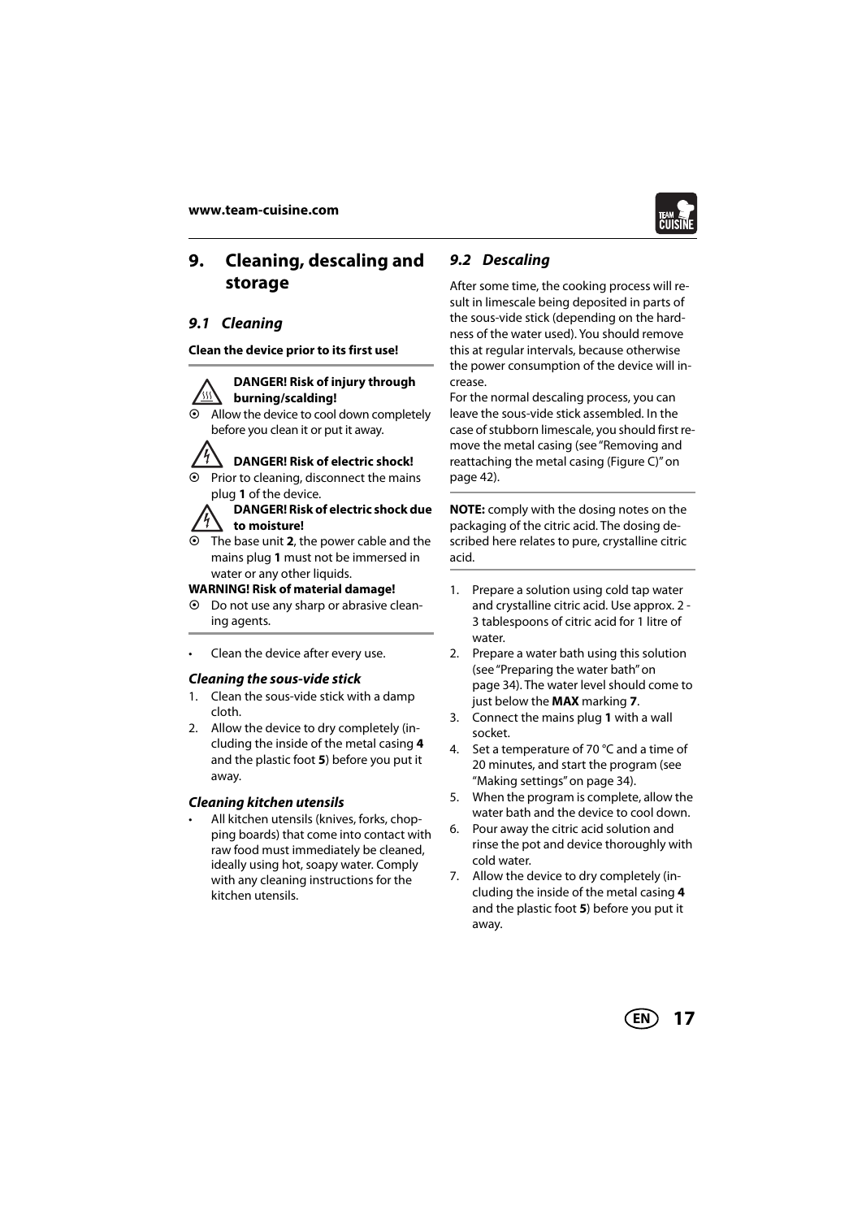## 9. Cleaning, descaling and storage

### 9.1 Cleaning

**Clean the device prior to its first use!**

---

**DANGER! Risk of injury through burning/scalding!**

- Allow the device to cool down completely before you clean it or put it away.

**DANGER! Risk of electric shock!**

- Prior to cleaning, disconnect the mains plug **1** of the device.

**DANGER! Risk of electric shock due to moisture!**

- The base unit **2**, the power cable and the mains plug **1** must not be immersed in water or any other liquids.

**WARNING! Risk of material damage!**

- Do not use any sharp or abrasive cleaning agents.

---

- Clean the device after every use.

#### Cleaning the sous-vide stick

1. Clean the sous-vide stick with a damp cloth.
2. Allow the device to dry completely (including the inside of the metal casing **4** and the plastic foot **5**) before you put it away.

#### Cleaning kitchen utensils

- All kitchen utensils (knives, forks, chopping boards) that come into contact with raw food must immediately be cleaned, ideally using hot, soapy water. Comply with any cleaning instructions for the kitchen utensils.

### 9.2 Descaling

After some time, the cooking process will result in limescale being deposited in parts of the sous-vide stick (depending on the hardness of the water used). You should remove this at regular intervals, because otherwise the power consumption of the device will increase.

For the normal descaling process, you can leave the sous-vide stick assembled. In the case of stubborn limescale, you should first remove the metal casing (see "Removing and reattaching the metal casing (Figure C)" on page 42).

---

**NOTE:** comply with the dosing notes on the packaging of the citric acid. The dosing described here relates to pure, crystalline citric acid.

---

1. Prepare a solution using cold tap water and crystalline citric acid. Use approx. 2 - 3 tablespoons of citric acid for 1 litre of water.
2. Prepare a water bath using this solution (see "Preparing the water bath" on page 34). The water level should come to just below the **MAX** marking **7**.
3. Connect the mains plug **1** with a wall socket.
4. Set a temperature of 70 °C and a time of 20 minutes, and start the program (see "Making settings" on page 34).
5. When the program is complete, allow the water bath and the device to cool down.
6. Pour away the citric acid solution and rinse the pot and device thoroughly with cold water.
7. Allow the device to dry completely (including the inside of the metal casing **4** and the plastic foot **5**) before you put it away.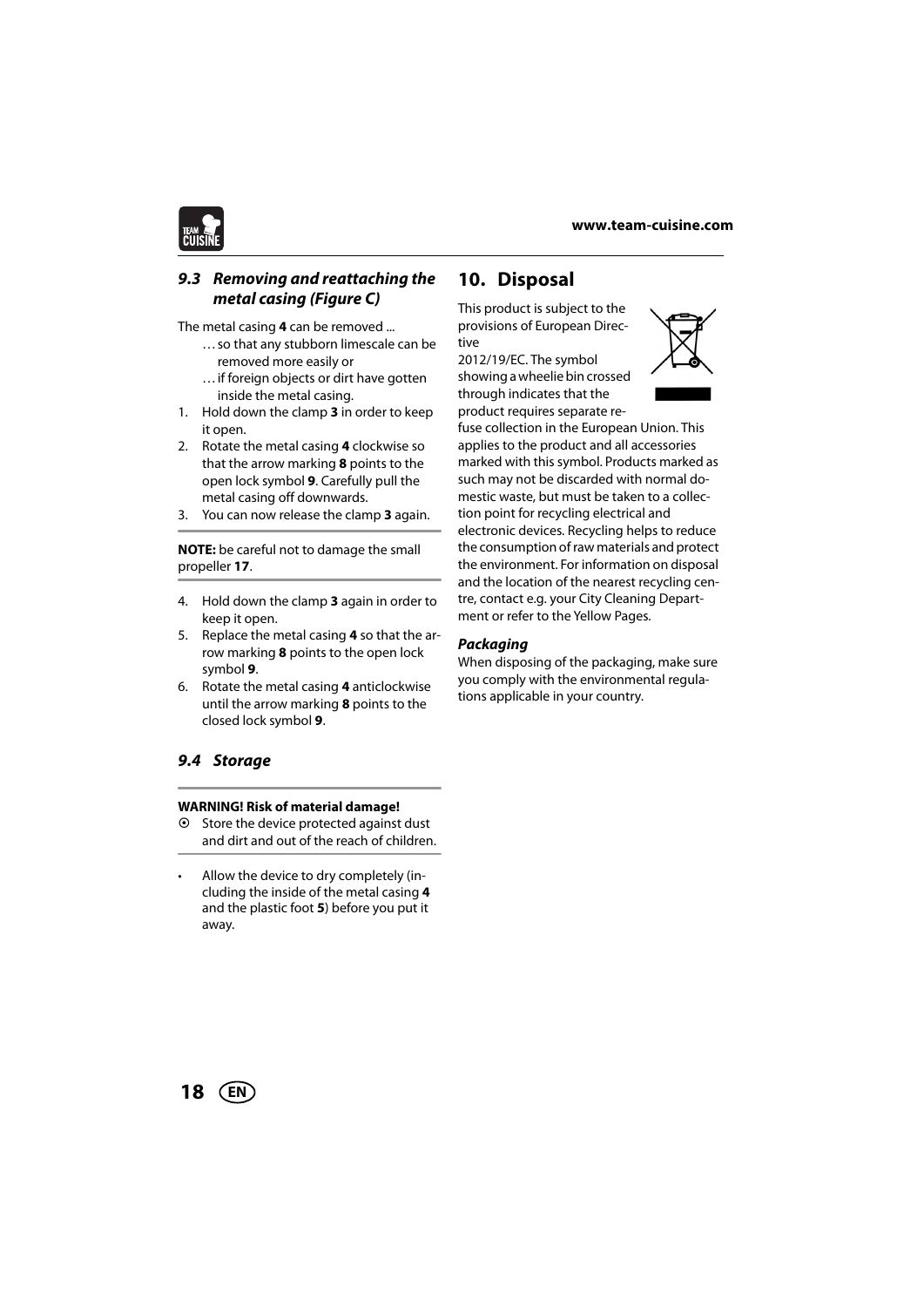### 9.3 *Removing and reattaching the metal casing (Figure C)*

The metal casing **4** can be removed ...

- … so that any stubborn limescale can be removed more easily or
- … if foreign objects or dirt have gotten inside the metal casing.

1. Hold down the clamp **3** in order to keep it open.
2. Rotate the metal casing **4** clockwise so that the arrow marking **8** points to the open lock symbol **9**. Carefully pull the metal casing off downwards.
3. You can now release the clamp **3** again.

**NOTE:** be careful not to damage the small propeller **17**.

4. Hold down the clamp **3** again in order to keep it open.
5. Replace the metal casing **4** so that the arrow marking **8** points to the open lock symbol **9**.
6. Rotate the metal casing **4** anticlockwise until the arrow marking **8** points to the closed lock symbol **9**.

### 9.4 *Storage*

**WARNING! Risk of material damage!**

- Store the device protected against dust and dirt and out of the reach of children.

- Allow the device to dry completely (including the inside of the metal casing **4** and the plastic foot **5**) before you put it away.

## 10. Disposal

This product is subject to the provisions of European Directive 2012/19/EC. The symbol showing a wheelie bin crossed through indicates that the product requires separate refuse collection in the European Union. This applies to the product and all accessories marked with this symbol. Products marked as such may not be discarded with normal domestic waste, but must be taken to a collection point for recycling electrical and electronic devices. Recycling helps to reduce the consumption of raw materials and protect the environment. For information on disposal and the location of the nearest recycling centre, contact e.g. your City Cleaning Department or refer to the Yellow Pages.

### *Packaging*

When disposing of the packaging, make sure you comply with the environmental regulations applicable in your country.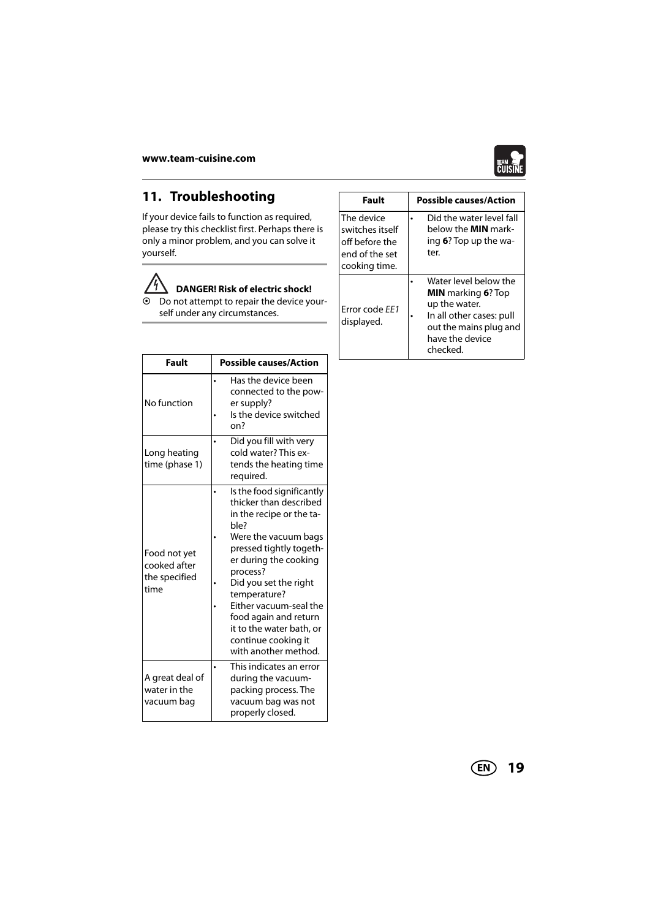## 11. Troubleshooting

If your device fails to function as required, please try this checklist first. Perhaps there is only a minor problem, and you can solve it yourself.

**DANGER! Risk of electric shock!**

- Do not attempt to repair the device yourself under any circumstances.

| Fault | Possible causes/Action |
|---|---|
| No function | • Has the device been connected to the power supply?<br>• Is the device switched on? |
| Long heating time (phase 1) | • Did you fill with very cold water? This extends the heating time required. |
| Food not yet cooked after the specified time | • Is the food significantly thicker than described in the recipe or the table?<br>• Were the vacuum bags pressed tightly together during the cooking process?<br>• Did you set the right temperature?<br>• Either vacuum-seal the food again and return it to the water bath, or continue cooking it with another method. |
| A great deal of water in the vacuum bag | • This indicates an error during the vacuum-packing process. The vacuum bag was not properly closed. |
| The device switches itself off before the end of the set cooking time. | • Did the water level fall below the **MIN** marking **6**? Top up the water. |
| Error code *EE1* displayed. | • Water level below the **MIN** marking **6**? Top up the water.<br>• In all other cases: pull out the mains plug and have the device checked. |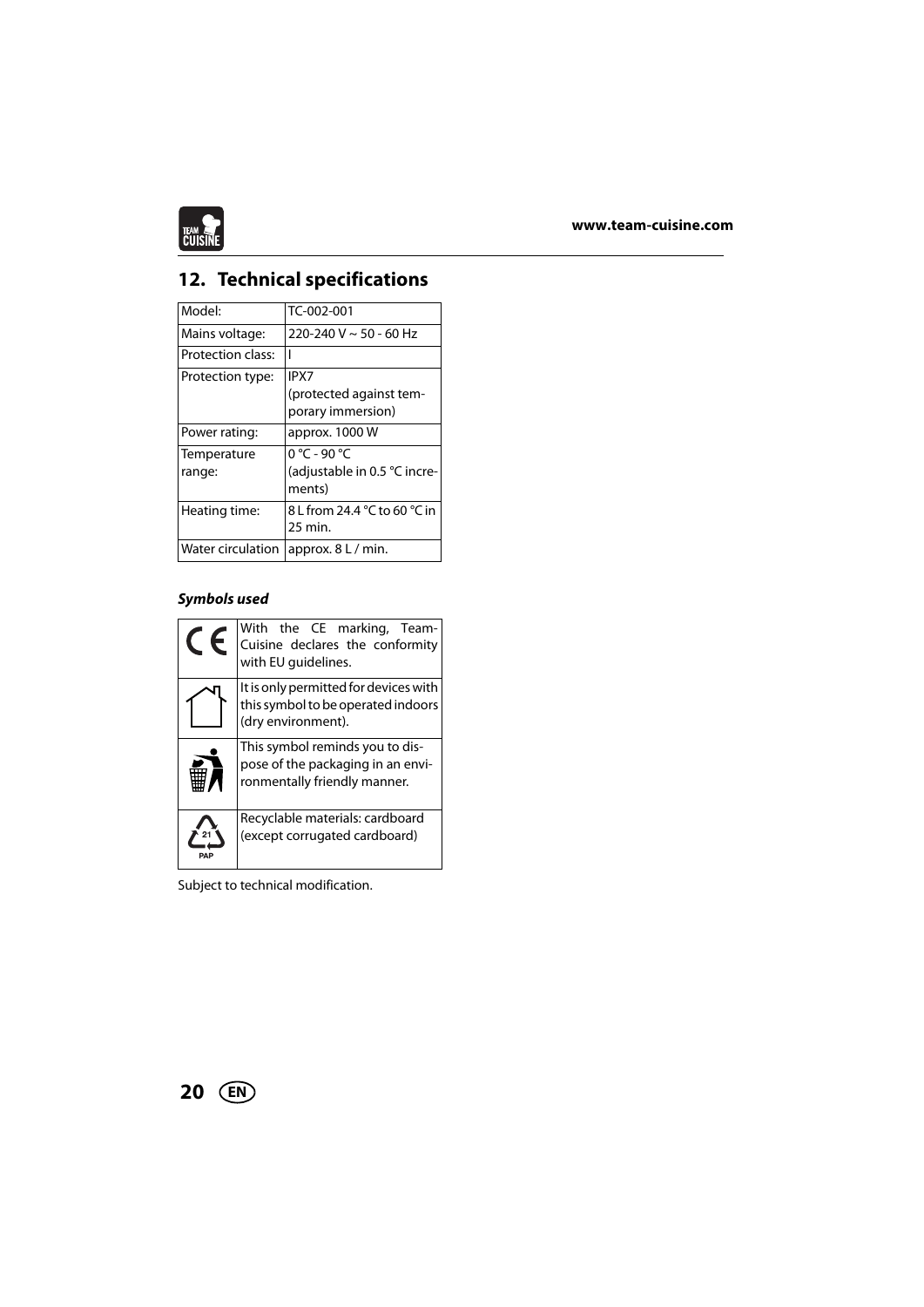## 12. Technical specifications

| Model: | TC-002-001 |
|---|---|
| Mains voltage: | 220-240 V ~ 50 - 60 Hz |
| Protection class: | I |
| Protection type: | IPX7 (protected against temporary immersion) |
| Power rating: | approx. 1000 W |
| Temperature range: | 0 °C - 90 °C (adjustable in 0.5 °C increments) |
| Heating time: | 8 L from 24.4 °C to 60 °C in 25 min. |
| Water circulation | approx. 8 L / min. |

***Symbols used***

| Symbol | Description |
|---|---|
| CE | With the CE marking, Team-Cuisine declares the conformity with EU guidelines. |
|  | It is only permitted for devices with this symbol to be operated indoors (dry environment). |
|  | This symbol reminds you to dispose of the packaging in an environmentally friendly manner. |
| 21 PAP | Recyclable materials: cardboard (except corrugated cardboard) |

Subject to technical modification.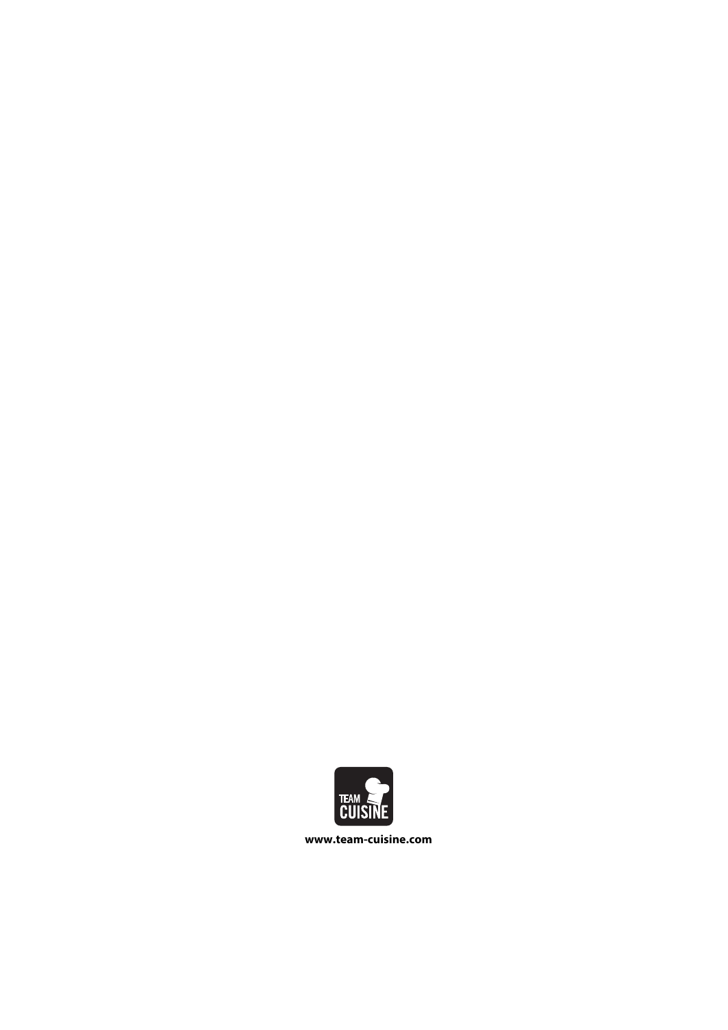TEAM CUISINE

**www.team-cuisine.com**